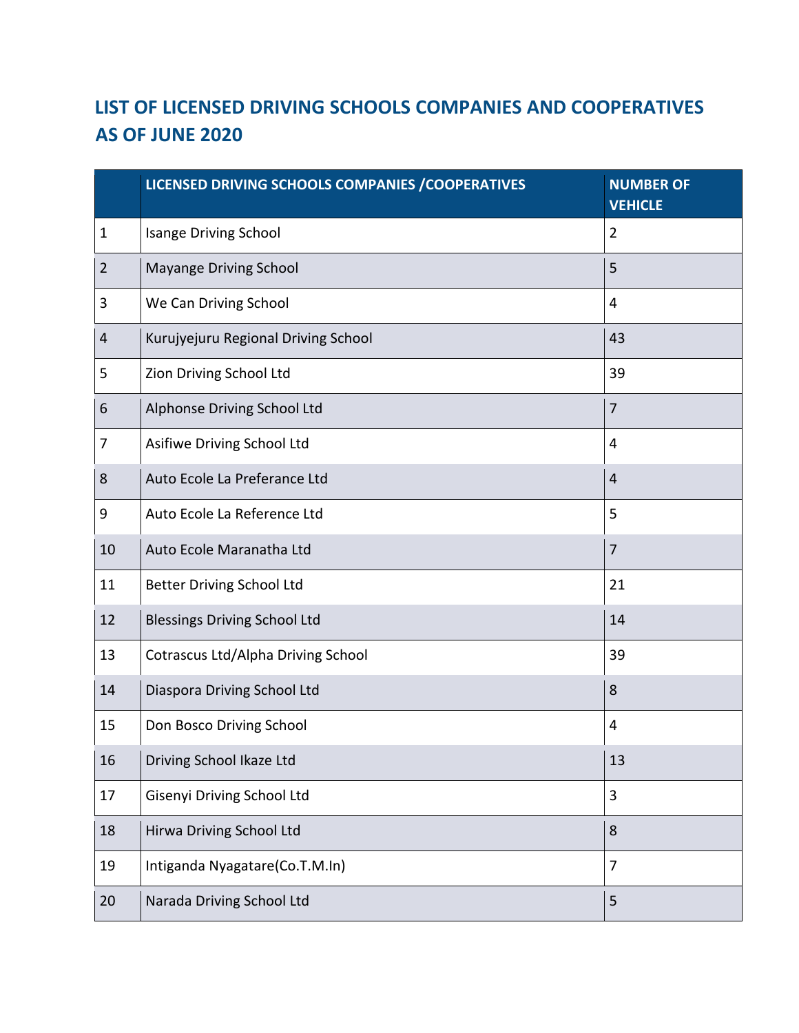# LIST OF LICENSED DRIVING SCHOOLS COMPANIES AND COOPERATIVES AS OF JUNE 2020

| | LICENSED DRIVING SCHOOLS COMPANIES /COOPERATIVES | NUMBER OF VEHICLE |
|---|---|---|
| 1 | Isange Driving School | 2 |
| 2 | Mayange Driving School | 5 |
| 3 | We Can Driving School | 4 |
| 4 | Kurujyejuru Regional Driving School | 43 |
| 5 | Zion Driving School Ltd | 39 |
| 6 | Alphonse Driving School Ltd | 7 |
| 7 | Asifiwe Driving School Ltd | 4 |
| 8 | Auto Ecole La Preferance Ltd | 4 |
| 9 | Auto Ecole La Reference Ltd | 5 |
| 10 | Auto Ecole Maranatha Ltd | 7 |
| 11 | Better Driving School Ltd | 21 |
| 12 | Blessings Driving School Ltd | 14 |
| 13 | Cotrascus Ltd/Alpha Driving School | 39 |
| 14 | Diaspora Driving School Ltd | 8 |
| 15 | Don Bosco Driving School | 4 |
| 16 | Driving School Ikaze Ltd | 13 |
| 17 | Gisenyi Driving School Ltd | 3 |
| 18 | Hirwa Driving School Ltd | 8 |
| 19 | Intiganda Nyagatare(Co.T.M.In) | 7 |
| 20 | Narada Driving School Ltd | 5 |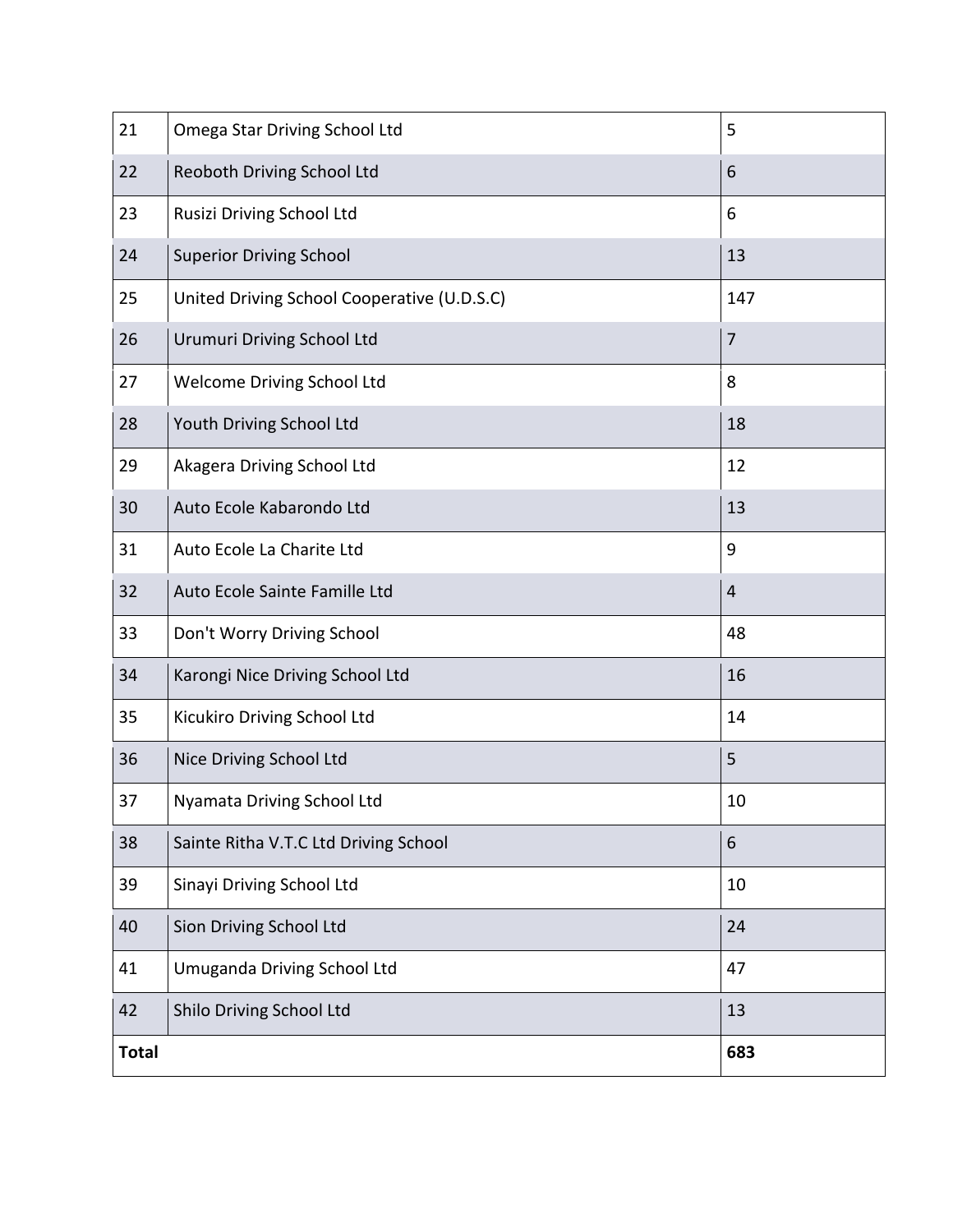| | | |
|---|---|---|
| 21 | Omega Star Driving School Ltd | 5 |
| 22 | Reoboth Driving School Ltd | 6 |
| 23 | Rusizi Driving School Ltd | 6 |
| 24 | Superior Driving School | 13 |
| 25 | United Driving School Cooperative (U.D.S.C) | 147 |
| 26 | Urumuri Driving School Ltd | 7 |
| 27 | Welcome Driving School Ltd | 8 |
| 28 | Youth Driving School Ltd | 18 |
| 29 | Akagera Driving School Ltd | 12 |
| 30 | Auto Ecole Kabarondo Ltd | 13 |
| 31 | Auto Ecole La Charite Ltd | 9 |
| 32 | Auto Ecole Sainte Famille Ltd | 4 |
| 33 | Don't Worry Driving School | 48 |
| 34 | Karongi Nice Driving School Ltd | 16 |
| 35 | Kicukiro Driving School Ltd | 14 |
| 36 | Nice Driving School Ltd | 5 |
| 37 | Nyamata Driving School Ltd | 10 |
| 38 | Sainte Ritha V.T.C Ltd Driving School | 6 |
| 39 | Sinayi Driving School Ltd | 10 |
| 40 | Sion Driving School Ltd | 24 |
| 41 | Umuganda Driving School Ltd | 47 |
| 42 | Shilo Driving School Ltd | 13 |
| **Total** | | **683** |